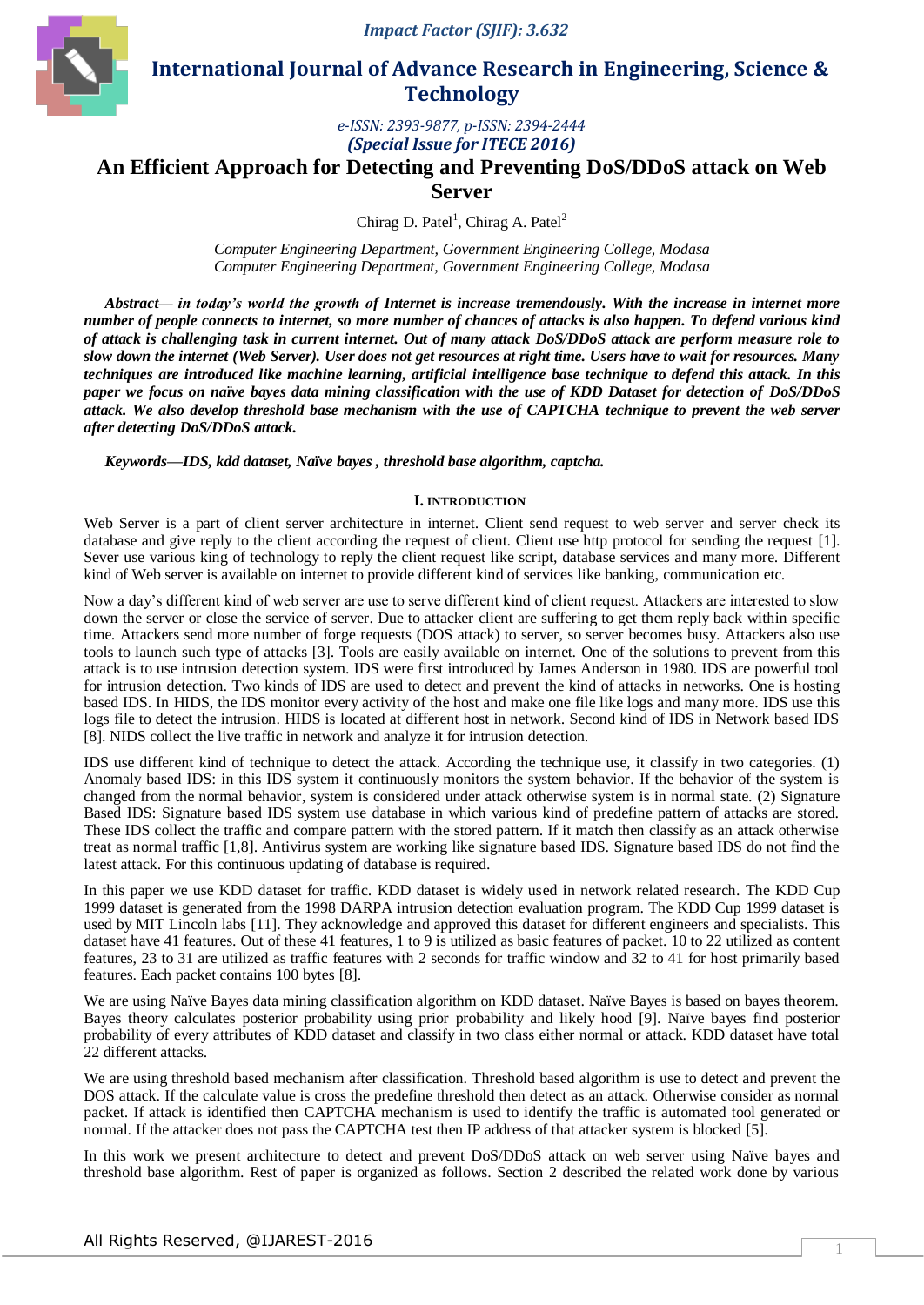# An Efficient Approach for Detecting and Preventing DoS/DDoS attack on Web Server

Chirag D. Patel[1], Chirag A. Patel[2]

*Computer Engineering Department, Government Engineering College, Modasa*
*Computer Engineering Department, Government Engineering College, Modasa*

***Abstract— in today's world the growth of Internet is increase tremendously. With the increase in internet more number of people connects to internet, so more number of chances of attacks is also happen. To defend various kind of attack is challenging task in current internet. Out of many attack DoS/DDoS attack are perform measure role to slow down the internet (Web Server). User does not get resources at right time. Users have to wait for resources. Many techniques are introduced like machine learning, artificial intelligence base technique to defend this attack. In this paper we focus on naïve bayes data mining classification with the use of KDD Dataset for detection of DoS/DDoS attack. We also develop threshold base mechanism with the use of CAPTCHA technique to prevent the web server after detecting DoS/DDoS attack.***

***Keywords—IDS, kdd dataset, Naïve bayes , threshold base algorithm, captcha.***

## I. INTRODUCTION

Web Server is a part of client server architecture in internet. Client send request to web server and server check its database and give reply to the client according the request of client. Client use http protocol for sending the request [1]. Sever use various king of technology to reply the client request like script, database services and many more. Different kind of Web server is available on internet to provide different kind of services like banking, communication etc.

Now a day's different kind of web server are use to serve different kind of client request. Attackers are interested to slow down the server or close the service of server. Due to attacker client are suffering to get them reply back within specific time. Attackers send more number of forge requests (DOS attack) to server, so server becomes busy. Attackers also use tools to launch such type of attacks [3]. Tools are easily available on internet. One of the solutions to prevent from this attack is to use intrusion detection system. IDS were first introduced by James Anderson in 1980. IDS are powerful tool for intrusion detection. Two kinds of IDS are used to detect and prevent the kind of attacks in networks. One is hosting based IDS. In HIDS, the IDS monitor every activity of the host and make one file like logs and many more. IDS use this logs file to detect the intrusion. HIDS is located at different host in network. Second kind of IDS in Network based IDS [8]. NIDS collect the live traffic in network and analyze it for intrusion detection.

IDS use different kind of technique to detect the attack. According the technique use, it classify in two categories. (1) Anomaly based IDS: in this IDS system it continuously monitors the system behavior. If the behavior of the system is changed from the normal behavior, system is considered under attack otherwise system is in normal state. (2) Signature Based IDS: Signature based IDS system use database in which various kind of predefine pattern of attacks are stored. These IDS collect the traffic and compare pattern with the stored pattern. If it match then classify as an attack otherwise treat as normal traffic [1,8]. Antivirus system are working like signature based IDS. Signature based IDS do not find the latest attack. For this continuous updating of database is required.

In this paper we use KDD dataset for traffic. KDD dataset is widely used in network related research. The KDD Cup 1999 dataset is generated from the 1998 DARPA intrusion detection evaluation program. The KDD Cup 1999 dataset is used by MIT Lincoln labs [11]. They acknowledge and approved this dataset for different engineers and specialists. This dataset have 41 features. Out of these 41 features, 1 to 9 is utilized as basic features of packet. 10 to 22 utilized as content features, 23 to 31 are utilized as traffic features with 2 seconds for traffic window and 32 to 41 for host primarily based features. Each packet contains 100 bytes [8].

We are using Naïve Bayes data mining classification algorithm on KDD dataset. Naïve Bayes is based on bayes theorem. Bayes theory calculates posterior probability using prior probability and likely hood [9]. Naïve bayes find posterior probability of every attributes of KDD dataset and classify in two class either normal or attack. KDD dataset have total 22 different attacks.

We are using threshold based mechanism after classification. Threshold based algorithm is use to detect and prevent the DOS attack. If the calculate value is cross the predefine threshold then detect as an attack. Otherwise consider as normal packet. If attack is identified then CAPTCHA mechanism is used to identify the traffic is automated tool generated or normal. If the attacker does not pass the CAPTCHA test then IP address of that attacker system is blocked [5].

In this work we present architecture to detect and prevent DoS/DDoS attack on web server using Naïve bayes and threshold base algorithm. Rest of paper is organized as follows. Section 2 described the related work done by various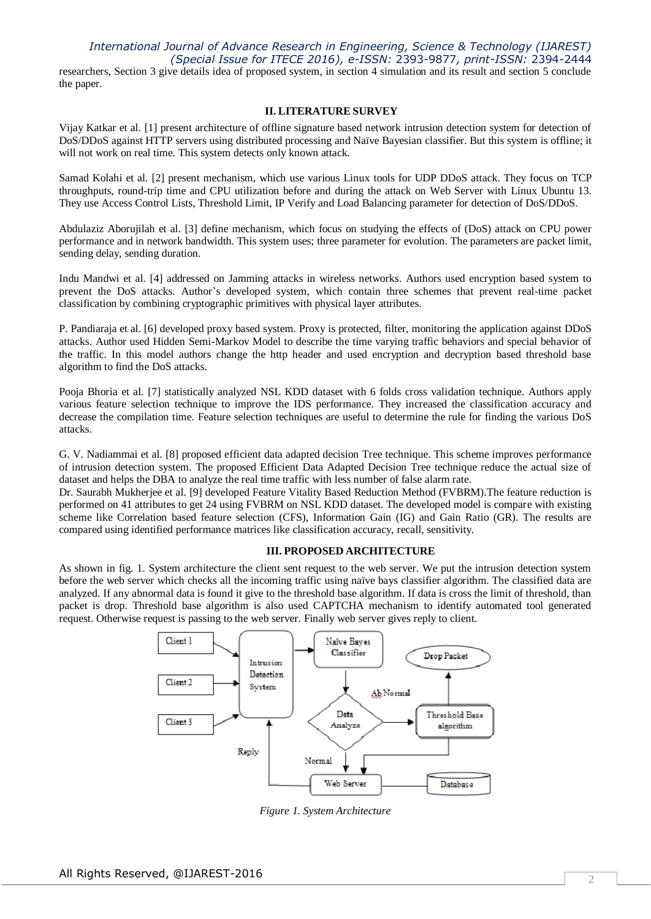researchers, Section 3 give details idea of proposed system, in section 4 simulation and its result and section 5 conclude the paper.

## II. LITERATURE SURVEY

Vijay Katkar et al. [1] present architecture of offline signature based network intrusion detection system for detection of DoS/DDoS against HTTP servers using distributed processing and Naïve Bayesian classifier. But this system is offline; it will not work on real time. This system detects only known attack.

Samad Kolahi et al. [2] present mechanism, which use various Linux tools for UDP DDoS attack. They focus on TCP throughputs, round-trip time and CPU utilization before and during the attack on Web Server with Linux Ubuntu 13. They use Access Control Lists, Threshold Limit, IP Verify and Load Balancing parameter for detection of DoS/DDoS.

Abdulaziz Aborujilah et al. [3] define mechanism, which focus on studying the effects of (DoS) attack on CPU power performance and in network bandwidth. This system uses; three parameter for evolution. The parameters are packet limit, sending delay, sending duration.

Indu Mandwi et al. [4] addressed on Jamming attacks in wireless networks. Authors used encryption based system to prevent the DoS attacks. Author's developed system, which contain three schemes that prevent real-time packet classification by combining cryptographic primitives with physical layer attributes.

P. Pandiaraja et al. [6] developed proxy based system. Proxy is protected, filter, monitoring the application against DDoS attacks. Author used Hidden Semi-Markov Model to describe the time varying traffic behaviors and special behavior of the traffic. In this model authors change the http header and used encryption and decryption based threshold base algorithm to find the DoS attacks.

Pooja Bhoria et al. [7] statistically analyzed NSL KDD dataset with 6 folds cross validation technique. Authors apply various feature selection technique to improve the IDS performance. They increased the classification accuracy and decrease the compilation time. Feature selection techniques are useful to determine the rule for finding the various DoS attacks.

G. V. Nadiammai et al. [8] proposed efficient data adapted decision Tree technique. This scheme improves performance of intrusion detection system. The proposed Efficient Data Adapted Decision Tree technique reduce the actual size of dataset and helps the DBA to analyze the real time traffic with less number of false alarm rate.
Dr. Saurabh Mukherjee et al. [9] developed Feature Vitality Based Reduction Method (FVBRM).The feature reduction is performed on 41 attributes to get 24 using FVBRM on NSL KDD dataset. The developed model is compare with existing scheme like Correlation based feature selection (CFS), Information Gain (IG) and Gain Ratio (GR). The results are compared using identified performance matrices like classification accuracy, recall, sensitivity.

## III. PROPOSED ARCHITECTURE

As shown in fig. 1. System architecture the client sent request to the web server. We put the intrusion detection system before the web server which checks all the incoming traffic using naïve bays classifier algorithm. The classified data are analyzed. If any abnormal data is found it give to the threshold base algorithm. If data is cross the limit of threshold, than packet is drop. Threshold base algorithm is also used CAPTCHA mechanism to identify automated tool generated request. Otherwise request is passing to the web server. Finally web server gives reply to client.

Client 1, Client 2, Client 3 → Intrusion Detection System → Naïve Bayes Classifier → Data Analyze → (Ab Normal) Threshold Base algorithm → Drop Packet; (Normal) Web Server ↔ Database; Web Server → Reply

*Figure 1. System Architecture*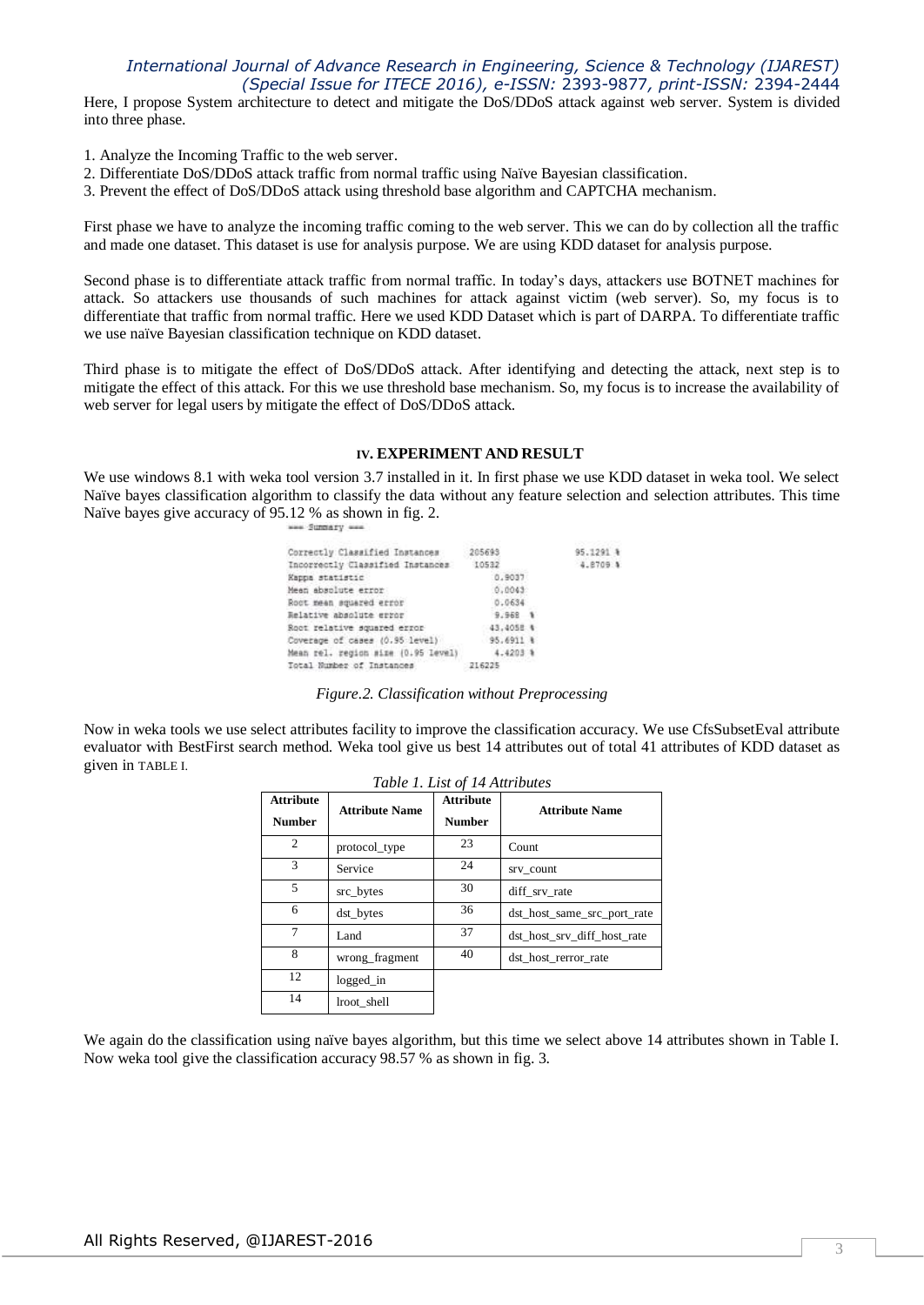Here, I propose System architecture to detect and mitigate the DoS/DDoS attack against web server. System is divided into three phase.

1. Analyze the Incoming Traffic to the web server.
2. Differentiate DoS/DDoS attack traffic from normal traffic using Naïve Bayesian classification.
3. Prevent the effect of DoS/DDoS attack using threshold base algorithm and CAPTCHA mechanism.

First phase we have to analyze the incoming traffic coming to the web server. This we can do by collection all the traffic and made one dataset. This dataset is use for analysis purpose. We are using KDD dataset for analysis purpose.

Second phase is to differentiate attack traffic from normal traffic. In today's days, attackers use BOTNET machines for attack. So attackers use thousands of such machines for attack against victim (web server). So, my focus is to differentiate that traffic from normal traffic. Here we used KDD Dataset which is part of DARPA. To differentiate traffic we use naïve Bayesian classification technique on KDD dataset.

Third phase is to mitigate the effect of DoS/DDoS attack. After identifying and detecting the attack, next step is to mitigate the effect of this attack. For this we use threshold base mechanism. So, my focus is to increase the availability of web server for legal users by mitigate the effect of DoS/DDoS attack.

## IV. EXPERIMENT AND RESULT

We use windows 8.1 with weka tool version 3.7 installed in it. In first phase we use KDD dataset in weka tool. We select Naïve bayes classification algorithm to classify the data without any feature selection and selection attributes. This time Naïve bayes give accuracy of 95.12 % as shown in fig. 2.

```
=== Summary ===

Correctly Classified Instances        205693          95.1291 %
Incorrectly Classified Instances       10532           4.8709 %
Kappa statistic                            0.9037
Mean absolute error                        0.0043
Root mean squared error                    0.0634
Relative absolute error                    9.968  %
Root relative squared error               43.4058 %
Coverage of cases (0.95 level)            95.6911 %
Mean rel. region size (0.95 level)         4.4203 %
Total Number of Instances             216225
```

*Figure.2. Classification without Preprocessing*

Now in weka tools we use select attributes facility to improve the classification accuracy. We use CfsSubsetEval attribute evaluator with BestFirst search method. Weka tool give us best 14 attributes out of total 41 attributes of KDD dataset as given in TABLE I.

*Table 1. List of 14 Attributes*

| Attribute Number | Attribute Name | Attribute Number | Attribute Name |
|---|---|---|---|
| 2 | protocol_type | 23 | Count |
| 3 | Service | 24 | srv_count |
| 5 | src_bytes | 30 | diff_srv_rate |
| 6 | dst_bytes | 36 | dst_host_same_src_port_rate |
| 7 | Land | 37 | dst_host_srv_diff_host_rate |
| 8 | wrong_fragment | 40 | dst_host_rerror_rate |
| 12 | logged_in | | |
| 14 | lroot_shell | | |

We again do the classification using naïve bayes algorithm, but this time we select above 14 attributes shown in Table I. Now weka tool give the classification accuracy 98.57 % as shown in fig. 3.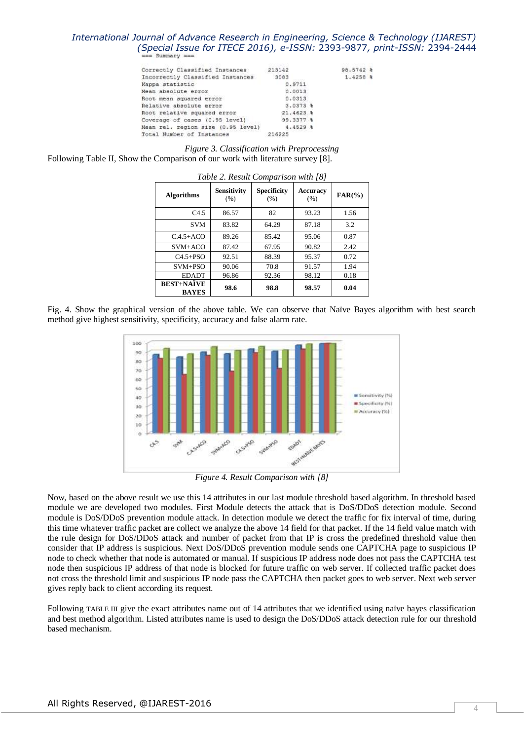```
=== Summary ===

Correctly Classified Instances       213142               98.5742 %
Incorrectly Classified Instances       3083                1.4258 %
Kappa statistic                           0.9711
Mean absolute error                       0.0013
Root mean squared error                   0.0313
Relative absolute error                   3.0373 %
Root relative squared error              21.4623 %
Coverage of cases (0.95 level)           99.3377 %
Mean rel. region size (0.95 level)        4.4529 %
Total Number of Instances            216225
```

*Figure 3. Classification with Preprocessing*

Following Table II, Show the Comparison of our work with literature survey [8].

*Table 2. Result Comparison with [8]*

| Algorithms | Sensitivity (%) | Specificity (%) | Accuracy (%) | FAR(%) |
|---|---|---|---|---|
| C4.5 | 86.57 | 82 | 93.23 | 1.56 |
| SVM | 83.82 | 64.29 | 87.18 | 3.2 |
| C.4.5+ACO | 89.26 | 85.42 | 95.06 | 0.87 |
| SVM+ACO | 87.42 | 67.95 | 90.82 | 2.42 |
| C4.5+PSO | 92.51 | 88.39 | 95.37 | 0.72 |
| SVM+PSO | 90.06 | 70.8 | 91.57 | 1.94 |
| EDADT | 96.86 | 92.36 | 98.12 | 0.18 |
| **BEST+NAÏVE BAYES** | **98.6** | **98.8** | **98.57** | **0.04** |

Fig. 4. Show the graphical version of the above table. We can observe that Naïve Bayes algorithm with best search method give highest sensitivity, specificity, accuracy and false alarm rate.

*Figure 4. Result Comparison with [8]*

Now, based on the above result we use this 14 attributes in our last module threshold based algorithm. In threshold based module we are developed two modules. First Module detects the attack that is DoS/DDoS detection module. Second module is DoS/DDoS prevention module attack. In detection module we detect the traffic for fix interval of time, during this time whatever traffic packet are collect we analyze the above 14 field for that packet. If the 14 field value match with the rule design for DoS/DDoS attack and number of packet from that IP is cross the predefined threshold value then consider that IP address is suspicious. Next DoS/DDoS prevention module sends one CAPTCHA page to suspicious IP node to check whether that node is automated or manual. If suspicious IP address node does not pass the CAPTCHA test node then suspicious IP address of that node is blocked for future traffic on web server. If collected traffic packet does not cross the threshold limit and suspicious IP node pass the CAPTCHA then packet goes to web server. Next web server gives reply back to client according its request.

Following TABLE III give the exact attributes name out of 14 attributes that we identified using naïve bayes classification and best method algorithm. Listed attributes name is used to design the DoS/DDoS attack detection rule for our threshold based mechanism.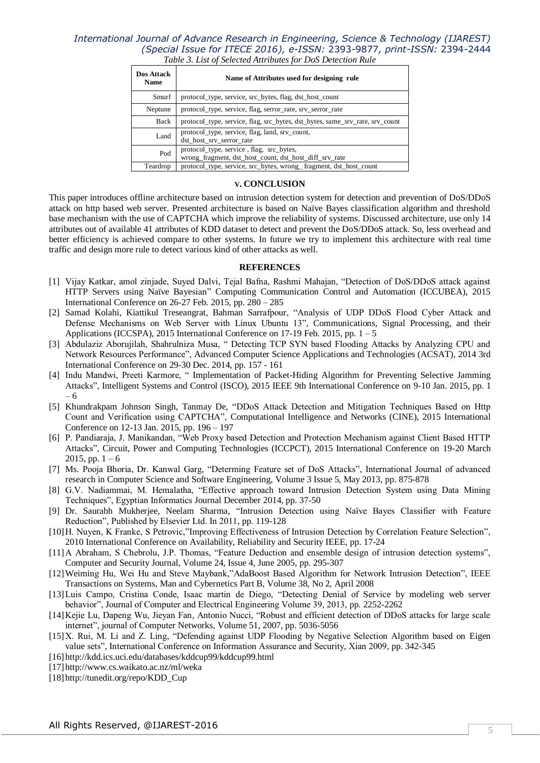Table 3. List of Selected Attributes for DoS Detection Rule

| Dos Attack Name | Name of Attributes used for designing rule |
|---|---|
| Smurf | protocol_type, service, src_bytes, flag, dst_host_count |
| Neptune | protocol_type, service, flag, serror_rate, srv_serror_rate |
| Back | protocol_type, service, flag, src_bytes, dst_bytes, same_srv_rate, srv_count |
| Land | protocol_type, service, flag, land, srv_count, dst_host_srv_serror_rate |
| Pod | protocol_type, service , flag, src_bytes, wrong_fragment, dst_host_count, dst_host_diff_srv_rate |
| Teardrop | protocol_type, service, src_bytes, wrong_ fragment, dst_host_count |

## V. CONCLUSION

This paper introduces offline architecture based on intrusion detection system for detection and prevention of DoS/DDoS attack on http based web server. Presented architecture is based on Naïve Bayes classification algorithm and threshold base mechanism with the use of CAPTCHA which improve the reliability of systems. Discussed architecture, use only 14 attributes out of available 41 attributes of KDD dataset to detect and prevent the DoS/DDoS attack. So, less overhead and better efficiency is achieved compare to other systems. In future we try to implement this architecture with real time traffic and design more rule to detect various kind of other attacks as well.

## REFERENCES

[1] Vijay Katkar, amol zinjade, Suyed Dalvi, Tejal Bafna, Rashmi Mahajan, "Detection of DoS/DDoS attack against HTTP Servers using Naïve Bayesian" Computing Communication Control and Automation (ICCUBEA), 2015 International Conference on 26-27 Feb. 2015, pp. 280 – 285

[2] Samad Kolahi, Kiattikul Treseangrat, Bahman Sarrafpour, "Analysis of UDP DDoS Flood Cyber Attack and Defense Mechanisms on Web Server with Linux Ubuntu 13", Communications, Signal Processing, and their Applications (ICCSPA), 2015 International Conference on 17-19 Feb. 2015, pp. 1 – 5

[3] Abdulaziz Aborujilah, Shahrulniza Musa, " Detecting TCP SYN based Flooding Attacks by Analyzing CPU and Network Resources Performance", Advanced Computer Science Applications and Technologies (ACSAT), 2014 3rd International Conference on 29-30 Dec. 2014, pp. 157 - 161

[4] Indu Mandwi, Preeti Karmore, " Implementation of Packet-Hiding Algorithm for Preventing Selective Jamming Attacks", Intelligent Systems and Control (ISCO), 2015 IEEE 9th International Conference on 9-10 Jan. 2015, pp. 1 – 6

[5] Khundrakpam Johnson Singh, Tanmay De, "DDoS Attack Detection and Mitigation Techniques Based on Http Count and Verification using CAPTCHA", Computational Intelligence and Networks (CINE), 2015 International Conference on 12-13 Jan. 2015, pp. 196 – 197

[6] P. Pandiaraja, J. Manikandan, "Web Proxy based Detection and Protection Mechanism against Client Based HTTP Attacks", Circuit, Power and Computing Technologies (ICCPCT), 2015 International Conference on 19-20 March 2015, pp. 1 – 6

[7] Ms. Pooja Bhoria, Dr. Kanwal Garg, "Determing Feature set of DoS Attacks", International Journal of advanced research in Computer Science and Software Engineering, Volume 3 Issue 5, May 2013, pp. 875-878

[8] G.V. Nadiammai, M. Hemalatha, "Effective approach toward Intrusion Detection System using Data Mining Techniques", Egyptian Informatics Journal December 2014, pp. 37-50

[9] Dr. Saurabh Mukherjee, Neelam Sharma, "Intrusion Detection using Naïve Bayes Classifier with Feature Reduction", Published by Elsevier Ltd. In 2011, pp. 119-128

[10] H. Nuyen, K Franke, S Petrovic,"Improving Effectiveness of Intrusion Detection by Correlation Feature Selection", 2010 International Conference on Availability, Reliability and Security IEEE, pp. 17-24

[11] A Abraham, S Chebrolu, J.P. Thomas, "Feature Deduction and ensemble design of intrusion detection systems", Computer and Security Journal, Volume 24, Issue 4, June 2005, pp. 295-307

[12] Weiming Hu, Wei Hu and Steve Maybank,"AdaBoost Based Algorithm for Network Intrusion Detection", IEEE Transactions on Systems, Man and Cybernetics Part B, Volume 38, No 2, April 2008

[13] Luis Campo, Cristina Conde, Isaac martin de Diego, "Detecting Denial of Service by modeling web server behavior", Journal of Computer and Electrical Engineering Volume 39, 2013, pp. 2252-2262

[14] Kejie Lu, Dapeng Wu, Jieyan Fan, Antonio Nucci, "Robust and efficient detection of DDoS attacks for large scale internet", journal of Computer Networks, Volume 51, 2007, pp. 5036-5056

[15] X. Rui, M. Li and Z. Ling, "Defending against UDP Flooding by Negative Selection Algorithm based on Eigen value sets", International Conference on Information Assurance and Security, Xian 2009, pp. 342-345

[16] http://kdd.ics.uci.edu/databases/kddcup99/kddcup99.html

[17] http://www.cs.waikato.ac.nz/ml/weka

[18] http://tunedit.org/repo/KDD_Cup